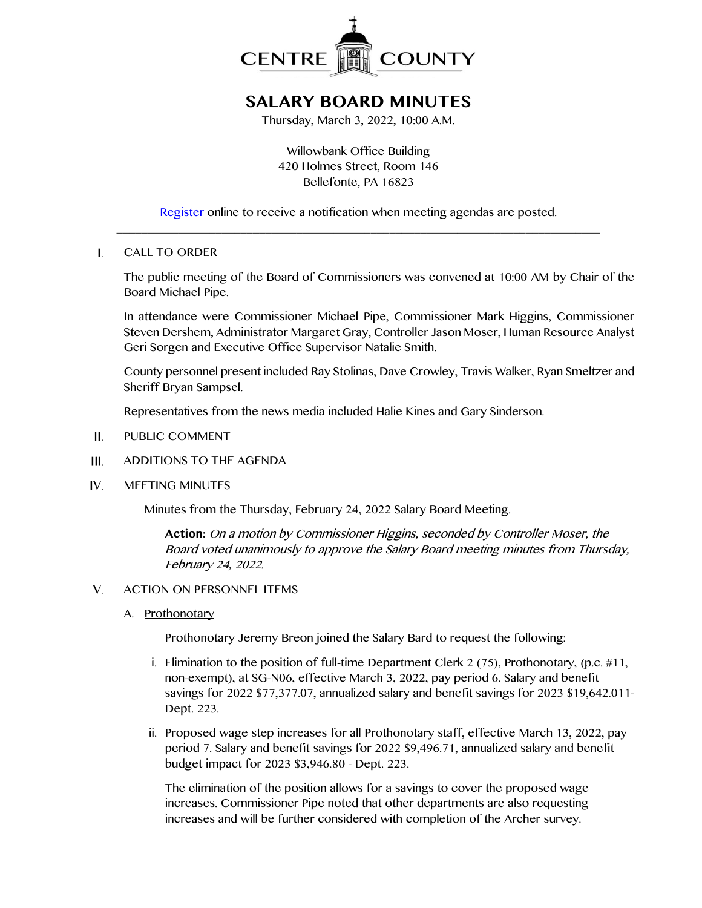CENTRE COUNTY

# SALARY BOARD MINUTES

Thursday, March 3, 2022, 10:00 A.M.

Willowbank Office Building
420 Holmes Street, Room 146
Bellefonte, PA 16823

Register online to receive a notification when meeting agendas are posted.

---

## I. CALL TO ORDER

The public meeting of the Board of Commissioners was convened at 10:00 AM by Chair of the Board Michael Pipe.

In attendance were Commissioner Michael Pipe, Commissioner Mark Higgins, Commissioner Steven Dershem, Administrator Margaret Gray, Controller Jason Moser, Human Resource Analyst Geri Sorgen and Executive Office Supervisor Natalie Smith.

County personnel present included Ray Stolinas, Dave Crowley, Travis Walker, Ryan Smeltzer and Sheriff Bryan Sampsel.

Representatives from the news media included Halie Kines and Gary Sinderson.

## II. PUBLIC COMMENT

## III. ADDITIONS TO THE AGENDA

## IV. MEETING MINUTES

Minutes from the Thursday, February 24, 2022 Salary Board Meeting.

**Action:** *On a motion by Commissioner Higgins, seconded by Controller Moser, the Board voted unanimously to approve the Salary Board meeting minutes from Thursday, February 24, 2022.*

## V. ACTION ON PERSONNEL ITEMS

### A. Prothonotary

Prothonotary Jeremy Breon joined the Salary Bard to request the following:

i. Elimination to the position of full-time Department Clerk 2 (75), Prothonotary, (p.c. #11, non-exempt), at SG-N06, effective March 3, 2022, pay period 6. Salary and benefit savings for 2022 $77,377.07, annualized salary and benefit savings for 2023 $19,642.011- Dept. 223.

ii. Proposed wage step increases for all Prothonotary staff, effective March 13, 2022, pay period 7. Salary and benefit savings for 2022 $9,496.71, annualized salary and benefit budget impact for 2023 $3,946.80 - Dept. 223.

The elimination of the position allows for a savings to cover the proposed wage increases. Commissioner Pipe noted that other departments are also requesting increases and will be further considered with completion of the Archer survey.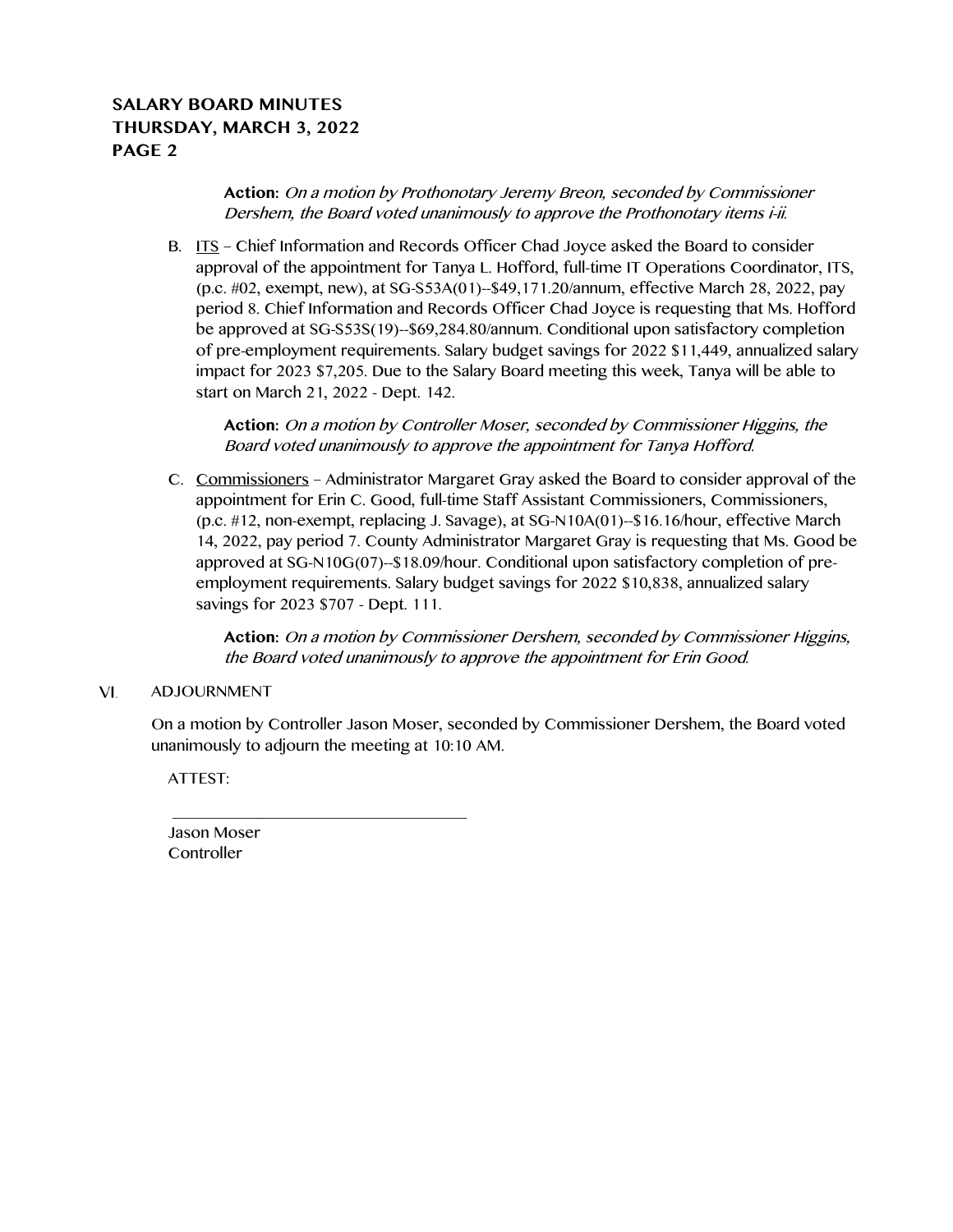**Action:** *On a motion by Prothonotary Jeremy Breon, seconded by Commissioner Dershem, the Board voted unanimously to approve the Prothonotary items i-ii.*

B. ITS – Chief Information and Records Officer Chad Joyce asked the Board to consider approval of the appointment for Tanya L. Hofford, full-time IT Operations Coordinator, ITS, (p.c. #02, exempt, new), at SG-S53A(01)--$49,171.20/annum, effective March 28, 2022, pay period 8. Chief Information and Records Officer Chad Joyce is requesting that Ms. Hofford be approved at SG-S53S(19)--$69,284.80/annum. Conditional upon satisfactory completion of pre-employment requirements. Salary budget savings for 2022 $11,449, annualized salary impact for 2023 $7,205. Due to the Salary Board meeting this week, Tanya will be able to start on March 21, 2022 - Dept. 142.

**Action:** *On a motion by Controller Moser, seconded by Commissioner Higgins, the Board voted unanimously to approve the appointment for Tanya Hofford.*

C. Commissioners – Administrator Margaret Gray asked the Board to consider approval of the appointment for Erin C. Good, full-time Staff Assistant Commissioners, Commissioners, (p.c. #12, non-exempt, replacing J. Savage), at SG-N10A(01)--$16.16/hour, effective March 14, 2022, pay period 7. County Administrator Margaret Gray is requesting that Ms. Good be approved at SG-N10G(07)--$18.09/hour. Conditional upon satisfactory completion of pre-employment requirements. Salary budget savings for 2022 $10,838, annualized salary savings for 2023 $707 - Dept. 111.

**Action:** *On a motion by Commissioner Dershem, seconded by Commissioner Higgins, the Board voted unanimously to approve the appointment for Erin Good.*

VI. ADJOURNMENT

On a motion by Controller Jason Moser, seconded by Commissioner Dershem, the Board voted unanimously to adjourn the meeting at 10:10 AM.

ATTEST:

\_\_\_\_\_\_\_\_\_\_\_\_\_\_\_\_\_\_\_\_\_\_\_\_\_\_\_\_\_\_\_\_\_\_\_

Jason Moser
Controller